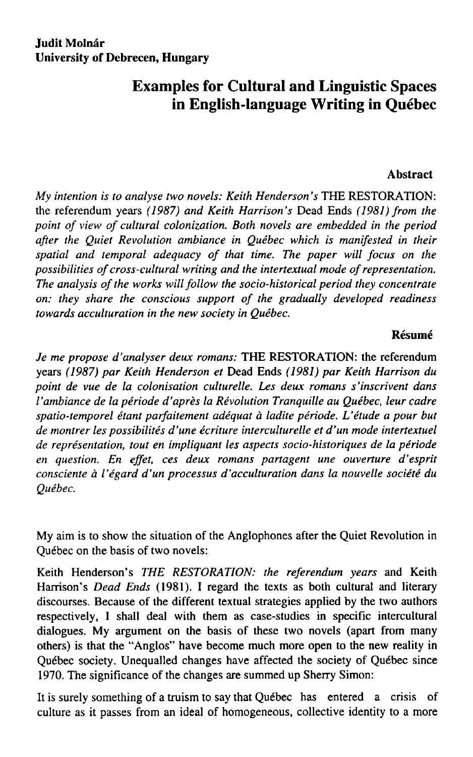**Judit Molnár**
**University of Debrecen, Hungary**

# Examples for Cultural and Linguistic Spaces in English-language Writing in Québec

### Abstract

*My intention is to analyse two novels: Keith Henderson's* THE RESTORATION: the referendum years *(1987) and Keith Harrison's* Dead Ends *(1981) from the point of view of cultural colonization. Both novels are embedded in the period after the Quiet Revolution ambiance in Québec which is manifested in their spatial and temporal adequacy of that time. The paper will focus on the possibilities of cross-cultural writing and the intertextual mode of representation. The analysis of the works will follow the socio-historical period they concentrate on: they share the conscious support of the gradually developed readiness towards acculturation in the new society in Québec.*

### Résumé

*Je me propose d'analyser deux romans:* THE RESTORATION: the referendum years *(1987) par Keith Henderson et* Dead Ends *(1981) par Keith Harrison du point de vue de la colonisation culturelle. Les deux romans s'inscrivent dans l'ambiance de la période d'après la Révolution Tranquille au Québec, leur cadre spatio-temporel étant parfaitement adéquat à ladite période. L'étude a pour but de montrer les possibilités d'une écriture interculturelle et d'un mode intertextuel de représentation, tout en impliquant les aspects socio-historiques de la période en question. En effet, ces deux romans partagent une ouverture d'esprit consciente à l'égard d'un processus d'acculturation dans la nouvelle société du Québec.*

My aim is to show the situation of the Anglophones after the Quiet Revolution in Québec on the basis of two novels:

Keith Henderson's *THE RESTORATION: the referendum years* and Keith Harrison's *Dead Ends* (1981). I regard the texts as both cultural and literary discourses. Because of the different textual strategies applied by the two authors respectively, I shall deal with them as case-studies in specific intercultural dialogues. My argument on the basis of these two novels (apart from many others) is that the "Anglos" have become much more open to the new reality in Québec society. Unequalled changes have affected the society of Québec since 1970. The significance of the changes are summed up Sherry Simon:

It is surely something of a truism to say that Québec has entered a crisis of culture as it passes from an ideal of homogeneous, collective identity to a more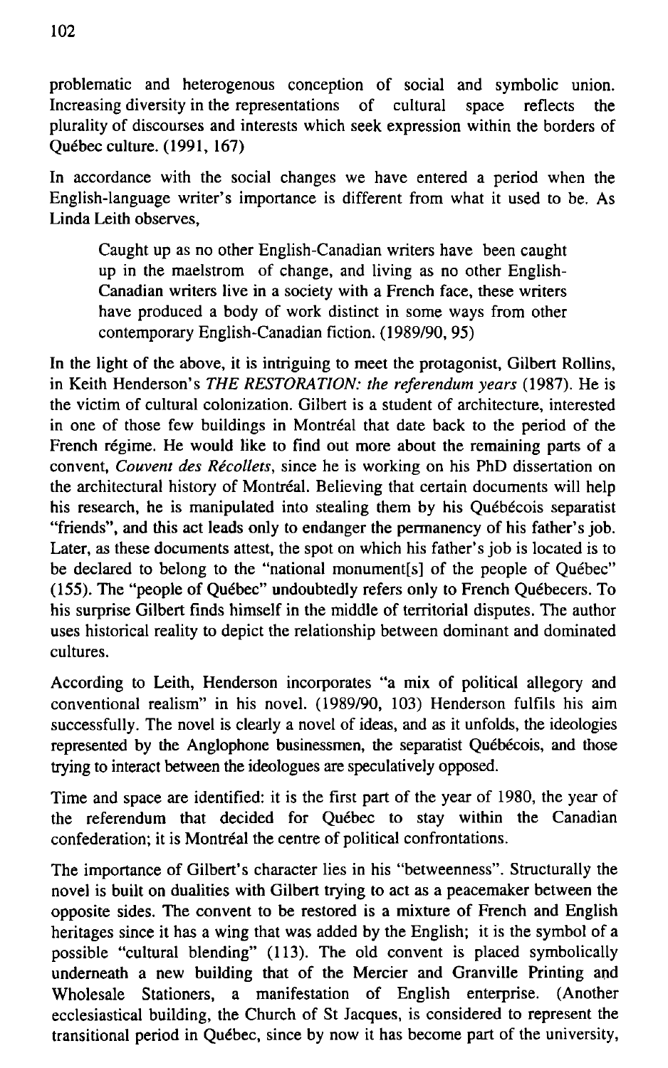problematic and heterogenous conception of social and symbolic union. Increasing diversity in the representations of cultural space reflects the plurality of discourses and interests which seek expression within the borders of Québec culture. (1991, 167)

In accordance with the social changes we have entered a period when the English-language writer's importance is different from what it used to be. As Linda Leith observes,

> Caught up as no other English-Canadian writers have been caught up in the maelstrom of change, and living as no other English-Canadian writers live in a society with a French face, these writers have produced a body of work distinct in some ways from other contemporary English-Canadian fiction. (1989/90, 95)

In the light of the above, it is intriguing to meet the protagonist, Gilbert Rollins, in Keith Henderson's *THE RESTORATION: the referendum years* (1987). He is the victim of cultural colonization. Gilbert is a student of architecture, interested in one of those few buildings in Montréal that date back to the period of the French régime. He would like to find out more about the remaining parts of a convent, *Couvent des Récollets*, since he is working on his PhD dissertation on the architectural history of Montréal. Believing that certain documents will help his research, he is manipulated into stealing them by his Québécois separatist "friends", and this act leads only to endanger the permanency of his father's job. Later, as these documents attest, the spot on which his father's job is located is to be declared to belong to the "national monument[s] of the people of Québec" (155). The "people of Québec" undoubtedly refers only to French Québecers. To his surprise Gilbert finds himself in the middle of territorial disputes. The author uses historical reality to depict the relationship between dominant and dominated cultures.

According to Leith, Henderson incorporates "a mix of political allegory and conventional realism" in his novel. (1989/90, 103) Henderson fulfils his aim successfully. The novel is clearly a novel of ideas, and as it unfolds, the ideologies represented by the Anglophone businessmen, the separatist Québécois, and those trying to interact between the ideologues are speculatively opposed.

Time and space are identified: it is the first part of the year of 1980, the year of the referendum that decided for Québec to stay within the Canadian confederation; it is Montréal the centre of political confrontations.

The importance of Gilbert's character lies in his "betweenness". Structurally the novel is built on dualities with Gilbert trying to act as a peacemaker between the opposite sides. The convent to be restored is a mixture of French and English heritages since it has a wing that was added by the English; it is the symbol of a possible "cultural blending" (113). The old convent is placed symbolically underneath a new building that of the Mercier and Granville Printing and Wholesale Stationers, a manifestation of English enterprise. (Another ecclesiastical building, the Church of St Jacques, is considered to represent the transitional period in Québec, since by now it has become part of the university,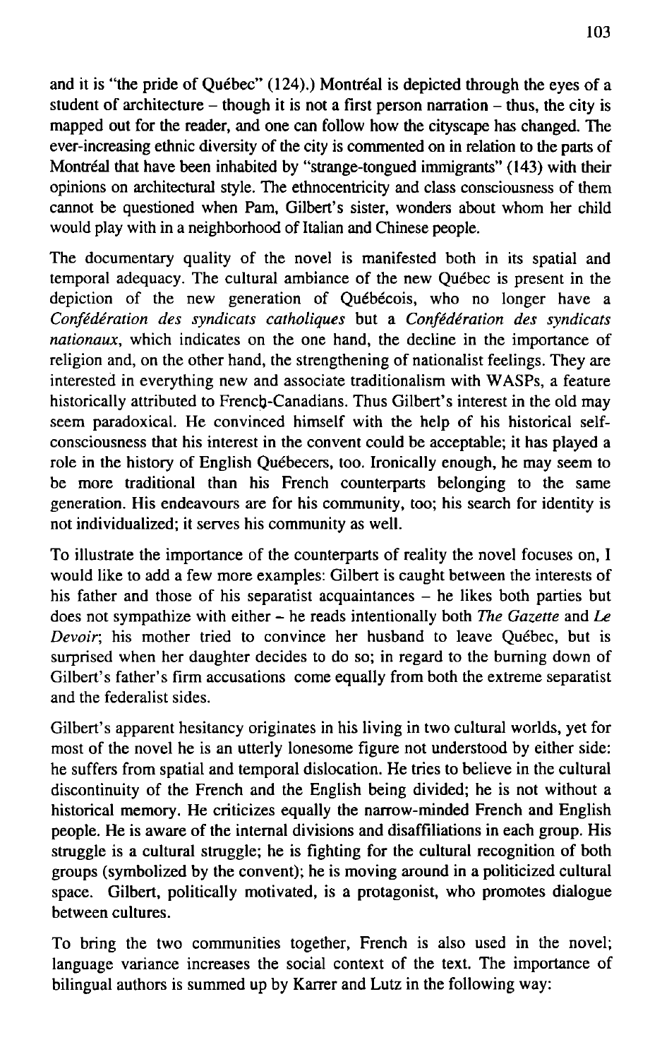and it is "the pride of Québec" (124).) Montréal is depicted through the eyes of a student of architecture – though it is not a first person narration – thus, the city is mapped out for the reader, and one can follow how the cityscape has changed. The ever-increasing ethnic diversity of the city is commented on in relation to the parts of Montréal that have been inhabited by "strange-tongued immigrants" (143) with their opinions on architectural style. The ethnocentricity and class consciousness of them cannot be questioned when Pam, Gilbert's sister, wonders about whom her child would play with in a neighborhood of Italian and Chinese people.

The documentary quality of the novel is manifested both in its spatial and temporal adequacy. The cultural ambiance of the new Québec is present in the depiction of the new generation of Québécois, who no longer have a *Confédération des syndicats catholiques* but a *Confédération des syndicats nationaux*, which indicates on the one hand, the decline in the importance of religion and, on the other hand, the strengthening of nationalist feelings. They are interested in everything new and associate traditionalism with WASPs, a feature historically attributed to French-Canadians. Thus Gilbert's interest in the old may seem paradoxical. He convinced himself with the help of his historical self-consciousness that his interest in the convent could be acceptable; it has played a role in the history of English Québecers, too. Ironically enough, he may seem to be more traditional than his French counterparts belonging to the same generation. His endeavours are for his community, too; his search for identity is not individualized; it serves his community as well.

To illustrate the importance of the counterparts of reality the novel focuses on, I would like to add a few more examples: Gilbert is caught between the interests of his father and those of his separatist acquaintances – he likes both parties but does not sympathize with either – he reads intentionally both *The Gazette* and *Le Devoir*; his mother tried to convince her husband to leave Québec, but is surprised when her daughter decides to do so; in regard to the burning down of Gilbert's father's firm accusations come equally from both the extreme separatist and the federalist sides.

Gilbert's apparent hesitancy originates in his living in two cultural worlds, yet for most of the novel he is an utterly lonesome figure not understood by either side: he suffers from spatial and temporal dislocation. He tries to believe in the cultural discontinuity of the French and the English being divided; he is not without a historical memory. He criticizes equally the narrow-minded French and English people. He is aware of the internal divisions and disaffiliations in each group. His struggle is a cultural struggle; he is fighting for the cultural recognition of both groups (symbolized by the convent); he is moving around in a politicized cultural space. Gilbert, politically motivated, is a protagonist, who promotes dialogue between cultures.

To bring the two communities together, French is also used in the novel; language variance increases the social context of the text. The importance of bilingual authors is summed up by Karrer and Lutz in the following way: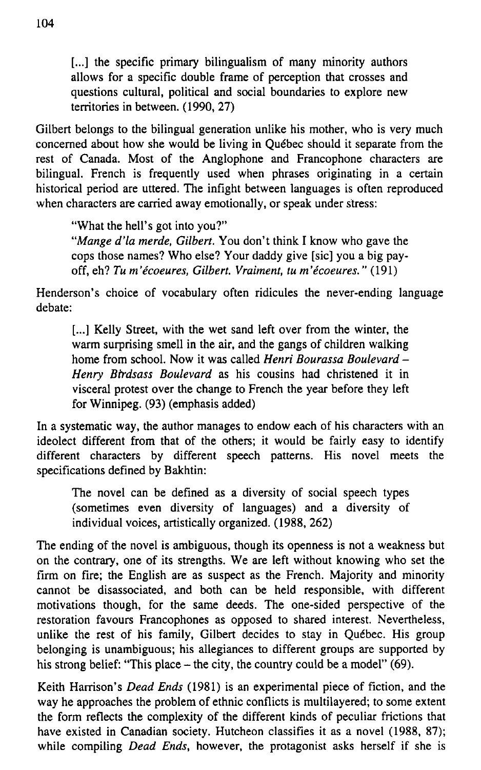[...] the specific primary bilingualism of many minority authors allows for a specific double frame of perception that crosses and questions cultural, political and social boundaries to explore new territories in between. (1990, 27)

Gilbert belongs to the bilingual generation unlike his mother, who is very much concerned about how she would be living in Québec should it separate from the rest of Canada. Most of the Anglophone and Francophone characters are bilingual. French is frequently used when phrases originating in a certain historical period are uttered. The infight between languages is often reproduced when characters are carried away emotionally, or speak under stress:

> "What the hell's got into you?"
> "*Mange d'la merde, Gilbert.* You don't think I know who gave the cops those names? Who else? Your daddy give [sic] you a big payoff, eh? *Tu m'écoeures, Gilbert. Vraiment, tu m'écoeures.*" (191)

Henderson's choice of vocabulary often ridicules the never-ending language debate:

> [...] Kelly Street, with the wet sand left over from the winter, the warm surprising smell in the air, and the gangs of children walking home from school. Now it was called *Henri Bourassa Boulevard – Henry Birdsass Boulevard* as his cousins had christened it in visceral protest over the change to French the year before they left for Winnipeg. (93) (emphasis added)

In a systematic way, the author manages to endow each of his characters with an ideolect different from that of the others; it would be fairly easy to identify different characters by different speech patterns. His novel meets the specifications defined by Bakhtin:

> The novel can be defined as a diversity of social speech types (sometimes even diversity of languages) and a diversity of individual voices, artistically organized. (1988, 262)

The ending of the novel is ambiguous, though its openness is not a weakness but on the contrary, one of its strengths. We are left without knowing who set the firm on fire; the English are as suspect as the French. Majority and minority cannot be disassociated, and both can be held responsible, with different motivations though, for the same deeds. The one-sided perspective of the restoration favours Francophones as opposed to shared interest. Nevertheless, unlike the rest of his family, Gilbert decides to stay in Québec. His group belonging is unambiguous; his allegiances to different groups are supported by his strong belief: "This place – the city, the country could be a model" (69).

Keith Harrison's *Dead Ends* (1981) is an experimental piece of fiction, and the way he approaches the problem of ethnic conflicts is multilayered; to some extent the form reflects the complexity of the different kinds of peculiar frictions that have existed in Canadian society. Hutcheon classifies it as a novel (1988, 87); while compiling *Dead Ends*, however, the protagonist asks herself if she is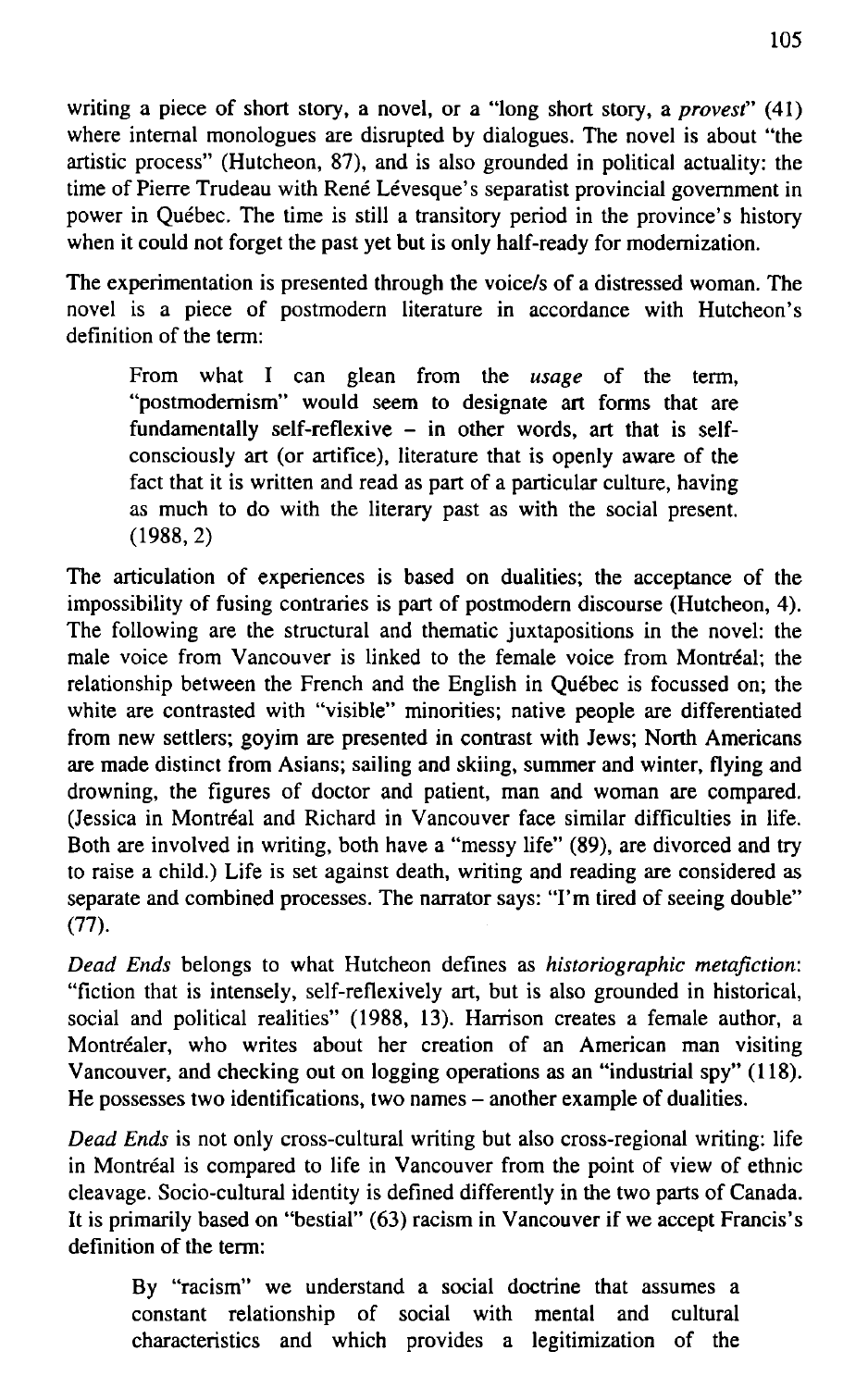writing a piece of short story, a novel, or a "long short story, a *provest*" (41) where internal monologues are disrupted by dialogues. The novel is about "the artistic process" (Hutcheon, 87), and is also grounded in political actuality: the time of Pierre Trudeau with René Lévesque's separatist provincial government in power in Québec. The time is still a transitory period in the province's history when it could not forget the past yet but is only half-ready for modernization.

The experimentation is presented through the voice/s of a distressed woman. The novel is a piece of postmodern literature in accordance with Hutcheon's definition of the term:

> From what I can glean from the *usage* of the term, "postmodernism" would seem to designate art forms that are fundamentally self-reflexive – in other words, art that is self-consciously art (or artifice), literature that is openly aware of the fact that it is written and read as part of a particular culture, having as much to do with the literary past as with the social present. (1988, 2)

The articulation of experiences is based on dualities; the acceptance of the impossibility of fusing contraries is part of postmodern discourse (Hutcheon, 4). The following are the structural and thematic juxtapositions in the novel: the male voice from Vancouver is linked to the female voice from Montréal; the relationship between the French and the English in Québec is focussed on; the white are contrasted with "visible" minorities; native people are differentiated from new settlers; goyim are presented in contrast with Jews; North Americans are made distinct from Asians; sailing and skiing, summer and winter, flying and drowning, the figures of doctor and patient, man and woman are compared. (Jessica in Montréal and Richard in Vancouver face similar difficulties in life. Both are involved in writing, both have a "messy life" (89), are divorced and try to raise a child.) Life is set against death, writing and reading are considered as separate and combined processes. The narrator says: "I'm tired of seeing double" (77).

*Dead Ends* belongs to what Hutcheon defines as *historiographic metafiction*: "fiction that is intensely, self-reflexively art, but is also grounded in historical, social and political realities" (1988, 13). Harrison creates a female author, a Montréaler, who writes about her creation of an American man visiting Vancouver, and checking out on logging operations as an "industrial spy" (118). He possesses two identifications, two names – another example of dualities.

*Dead Ends* is not only cross-cultural writing but also cross-regional writing: life in Montréal is compared to life in Vancouver from the point of view of ethnic cleavage. Socio-cultural identity is defined differently in the two parts of Canada. It is primarily based on "bestial" (63) racism in Vancouver if we accept Francis's definition of the term:

> By "racism" we understand a social doctrine that assumes a constant relationship of social with mental and cultural characteristics and which provides a legitimization of the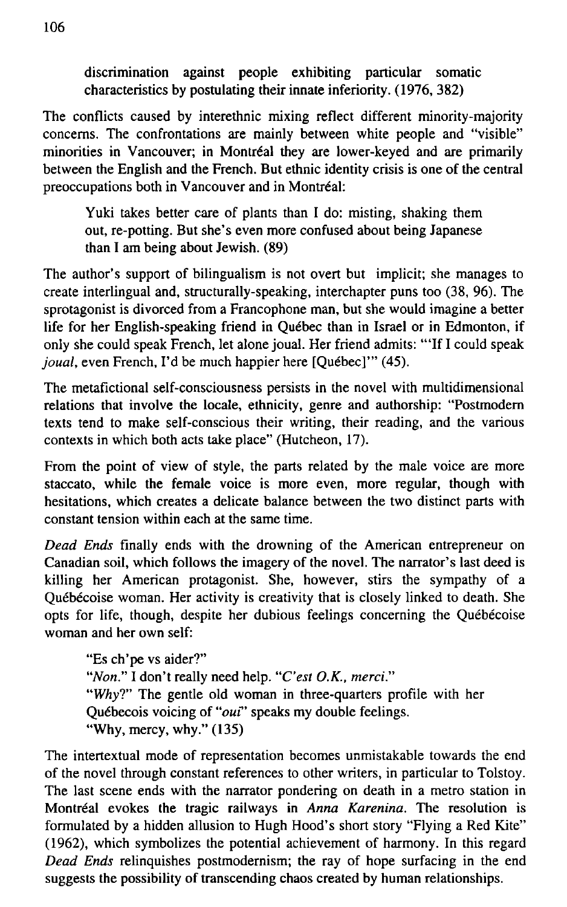> discrimination against people exhibiting particular somatic characteristics by postulating their innate inferiority. (1976, 382)

The conflicts caused by interethnic mixing reflect different minority-majority concerns. The confrontations are mainly between white people and "visible" minorities in Vancouver; in Montréal they are lower-keyed and are primarily between the English and the French. But ethnic identity crisis is one of the central preoccupations both in Vancouver and in Montréal:

> Yuki takes better care of plants than I do: misting, shaking them out, re-potting. But she's even more confused about being Japanese than I am being about Jewish. (89)

The author's support of bilingualism is not overt but implicit; she manages to create interlingual and, structurally-speaking, interchapter puns too (38, 96). The sprotagonist is divorced from a Francophone man, but she would imagine a better life for her English-speaking friend in Québec than in Israel or in Edmonton, if only she could speak French, let alone joual. Her friend admits: "'If I could speak *joual*, even French, I'd be much happier here [Québec]'" (45).

The metafictional self-consciousness persists in the novel with multidimensional relations that involve the locale, ethnicity, genre and authorship: "Postmodern texts tend to make self-conscious their writing, their reading, and the various contexts in which both acts take place" (Hutcheon, 17).

From the point of view of style, the parts related by the male voice are more staccato, while the female voice is more even, more regular, though with hesitations, which creates a delicate balance between the two distinct parts with constant tension within each at the same time.

*Dead Ends* finally ends with the drowning of the American entrepreneur on Canadian soil, which follows the imagery of the novel. The narrator's last deed is killing her American protagonist. She, however, stirs the sympathy of a Québécoise woman. Her activity is creativity that is closely linked to death. She opts for life, though, despite her dubious feelings concerning the Québécoise woman and her own self:

> "Es ch'pe vs aider?"
> "*Non.*" I don't really need help. "*C'est O.K., merci.*"
> "*Why*?" The gentle old woman in three-quarters profile with her Québecois voicing of "*oui*" speaks my double feelings.
> "Why, mercy, why." (135)

The intertextual mode of representation becomes unmistakable towards the end of the novel through constant references to other writers, in particular to Tolstoy. The last scene ends with the narrator pondering on death in a metro station in Montréal evokes the tragic railways in *Anna Karenina*. The resolution is formulated by a hidden allusion to Hugh Hood's short story "Flying a Red Kite" (1962), which symbolizes the potential achievement of harmony. In this regard *Dead Ends* relinquishes postmodernism; the ray of hope surfacing in the end suggests the possibility of transcending chaos created by human relationships.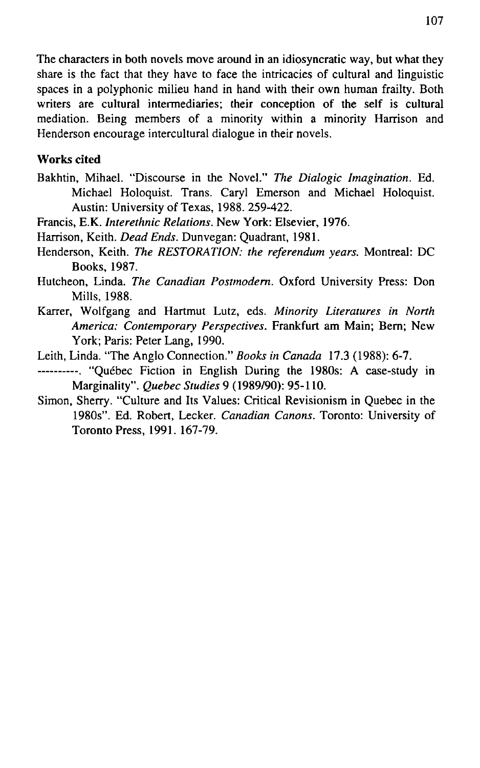The characters in both novels move around in an idiosyncratic way, but what they share is the fact that they have to face the intricacies of cultural and linguistic spaces in a polyphonic milieu hand in hand with their own human frailty. Both writers are cultural intermediaries; their conception of the self is cultural mediation. Being members of a minority within a minority Harrison and Henderson encourage intercultural dialogue in their novels.

**Works cited**

Bakhtin, Mihael. "Discourse in the Novel." *The Dialogic Imagination*. Ed. Michael Holoquist. Trans. Caryl Emerson and Michael Holoquist. Austin: University of Texas, 1988. 259-422.

Francis, E.K. *Interethnic Relations*. New York: Elsevier, 1976.

Harrison, Keith. *Dead Ends*. Dunvegan: Quadrant, 1981.

Henderson, Keith. *The RESTORATION: the referendum years*. Montreal: DC Books, 1987.

Hutcheon, Linda. *The Canadian Postmodern*. Oxford University Press: Don Mills, 1988.

Karrer, Wolfgang and Hartmut Lutz, eds. *Minority Literatures in North America: Contemporary Perspectives*. Frankfurt am Main; Bern; New York; Paris: Peter Lang, 1990.

Leith, Linda. "The Anglo Connection." *Books in Canada* 17.3 (1988): 6-7.

----------. "Québec Fiction in English During the 1980s: A case-study in Marginality". *Quebec Studies* 9 (1989/90): 95-110.

Simon, Sherry. "Culture and Its Values: Critical Revisionism in Quebec in the 1980s". Ed. Robert, Lecker. *Canadian Canons*. Toronto: University of Toronto Press, 1991. 167-79.